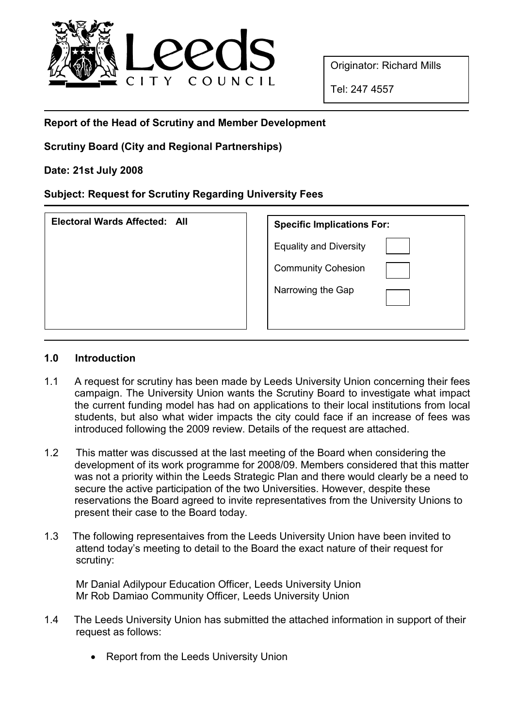Leeds CITY COUNCIL

| Originator: Richard Mills |
| --- |
| Tel: 247 4557 |

**Report of the Head of Scrutiny and Member Development**

**Scrutiny Board (City and Regional Partnerships)**

**Date: 21st July 2008**

**Subject: Request for Scrutiny Regarding University Fees**

| **Electoral Wards Affected: All** | **Specific Implications For:** | |
| --- | --- | --- |
| | Equality and Diversity | |
| | Community Cohesion | |
| | Narrowing the Gap | |

## 1.0 Introduction

1.1 A request for scrutiny has been made by Leeds University Union concerning their fees campaign. The University Union wants the Scrutiny Board to investigate what impact the current funding model has had on applications to their local institutions from local students, but also what wider impacts the city could face if an increase of fees was introduced following the 2009 review. Details of the request are attached.

1.2 This matter was discussed at the last meeting of the Board when considering the development of its work programme for 2008/09. Members considered that this matter was not a priority within the Leeds Strategic Plan and there would clearly be a need to secure the active participation of the two Universities. However, despite these reservations the Board agreed to invite representatives from the University Unions to present their case to the Board today.

1.3 The following representaives from the Leeds University Union have been invited to attend today's meeting to detail to the Board the exact nature of their request for scrutiny:

Mr Danial Adilypour Education Officer, Leeds University Union
Mr Rob Damiao Community Officer, Leeds University Union

1.4 The Leeds University Union has submitted the attached information in support of their request as follows:

- Report from the Leeds University Union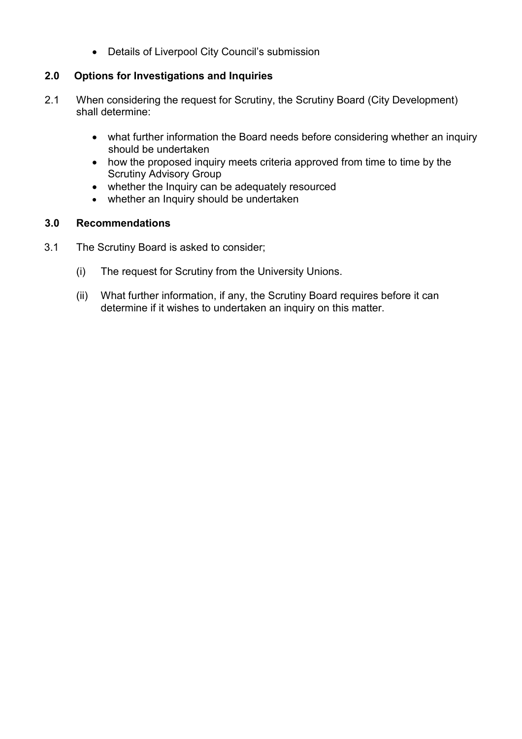- Details of Liverpool City Council's submission

## 2.0 Options for Investigations and Inquiries

2.1 When considering the request for Scrutiny, the Scrutiny Board (City Development) shall determine:

- what further information the Board needs before considering whether an inquiry should be undertaken
- how the proposed inquiry meets criteria approved from time to time by the Scrutiny Advisory Group
- whether the Inquiry can be adequately resourced
- whether an Inquiry should be undertaken

## 3.0 Recommendations

3.1 The Scrutiny Board is asked to consider;

(i) The request for Scrutiny from the University Unions.

(ii) What further information, if any, the Scrutiny Board requires before it can determine if it wishes to undertaken an inquiry on this matter.